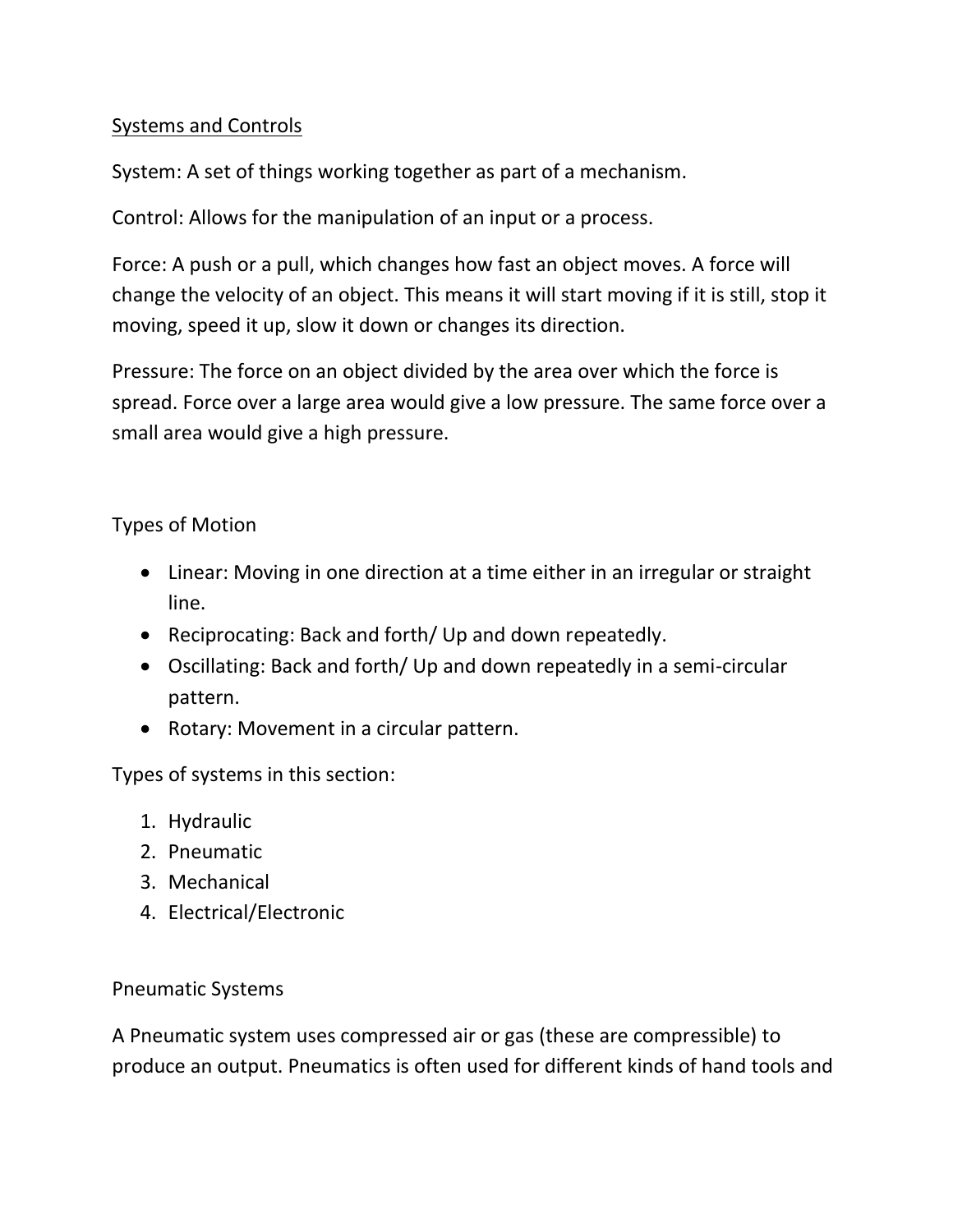## Systems and Controls

System: A set of things working together as part of a mechanism.

Control: Allows for the manipulation of an input or a process.

Force: A push or a pull, which changes how fast an object moves. A force will change the velocity of an object. This means it will start moving if it is still, stop it moving, speed it up, slow it down or changes its direction.

Pressure: The force on an object divided by the area over which the force is spread. Force over a large area would give a low pressure. The same force over a small area would give a high pressure.

### Types of Motion

- Linear: Moving in one direction at a time either in an irregular or straight line.
- Reciprocating: Back and forth/ Up and down repeatedly.
- Oscillating: Back and forth/ Up and down repeatedly in a semi-circular pattern.
- Rotary: Movement in a circular pattern.

Types of systems in this section:

1. Hydraulic
2. Pneumatic
3. Mechanical
4. Electrical/Electronic

### Pneumatic Systems

A Pneumatic system uses compressed air or gas (these are compressible) to produce an output. Pneumatics is often used for different kinds of hand tools and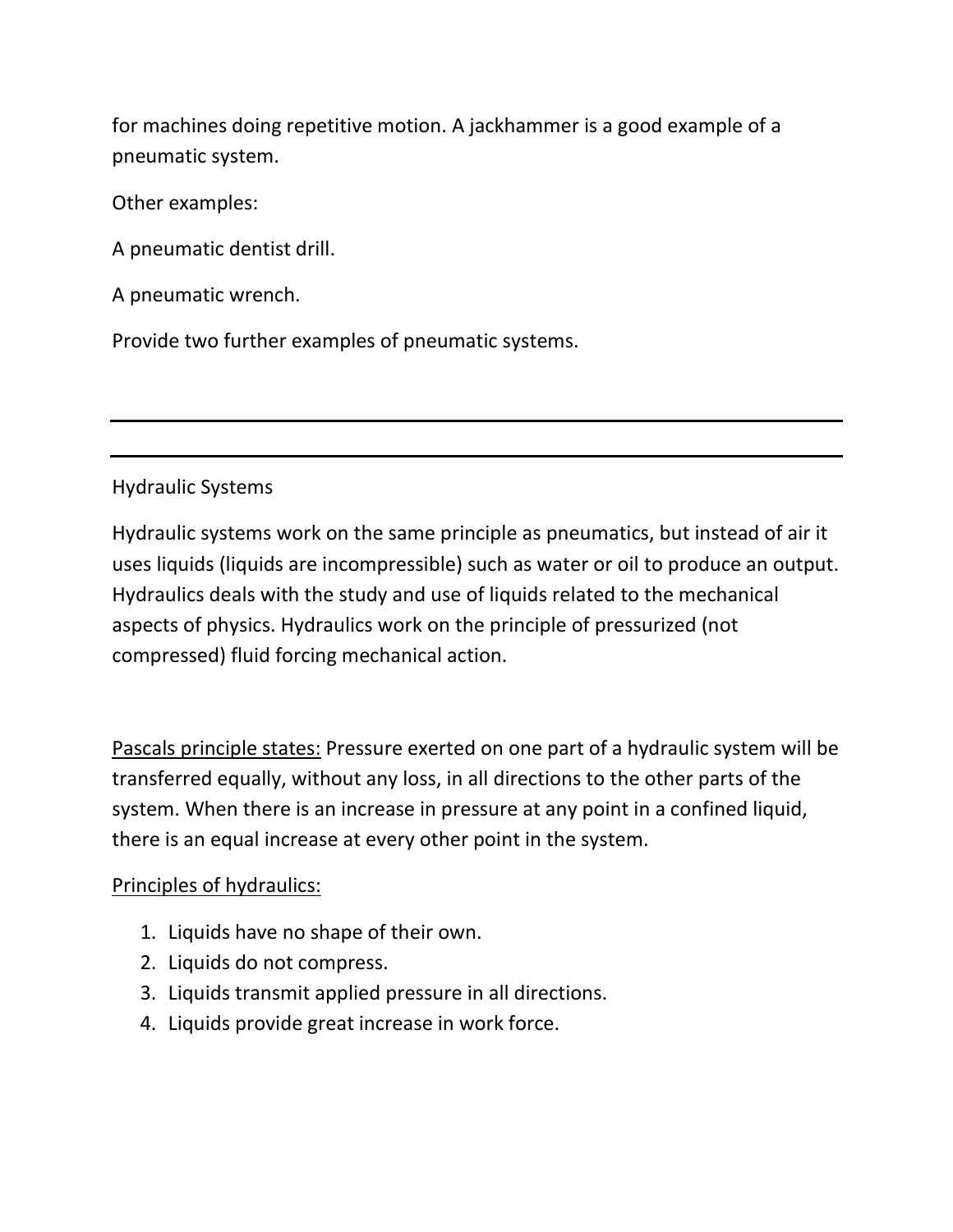for machines doing repetitive motion. A jackhammer is a good example of a pneumatic system.

Other examples:

A pneumatic dentist drill.

A pneumatic wrench.

Provide two further examples of pneumatic systems.

---

---

Hydraulic Systems

Hydraulic systems work on the same principle as pneumatics, but instead of air it uses liquids (liquids are incompressible) such as water or oil to produce an output. Hydraulics deals with the study and use of liquids related to the mechanical aspects of physics. Hydraulics work on the principle of pressurized (not compressed) fluid forcing mechanical action.

<u>Pascals principle states:</u> Pressure exerted on one part of a hydraulic system will be transferred equally, without any loss, in all directions to the other parts of the system. When there is an increase in pressure at any point in a confined liquid, there is an equal increase at every other point in the system.

<u>Principles of hydraulics:</u>

1. Liquids have no shape of their own.
2. Liquids do not compress.
3. Liquids transmit applied pressure in all directions.
4. Liquids provide great increase in work force.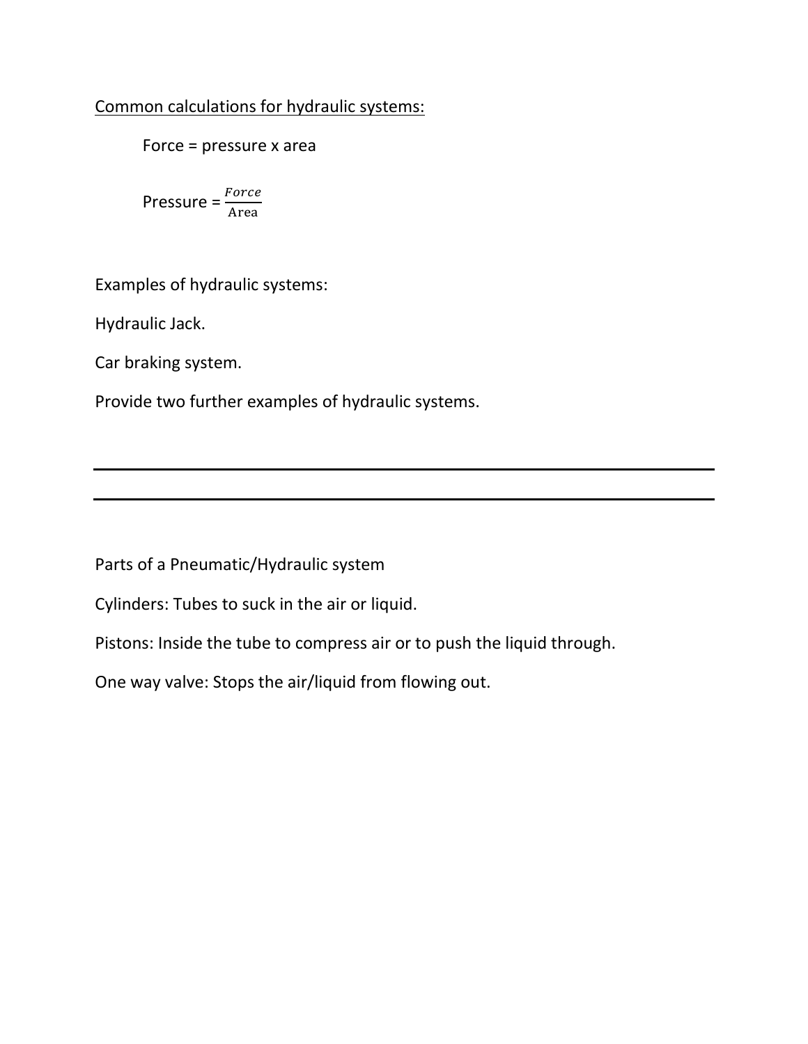Common calculations for hydraulic systems:

Force = pressure x area

Pressure = $\frac{Force}{\text{Area}}$

Examples of hydraulic systems:

Hydraulic Jack.

Car braking system.

Provide two further examples of hydraulic systems.

---

---

Parts of a Pneumatic/Hydraulic system

Cylinders: Tubes to suck in the air or liquid.

Pistons: Inside the tube to compress air or to push the liquid through.

One way valve: Stops the air/liquid from flowing out.